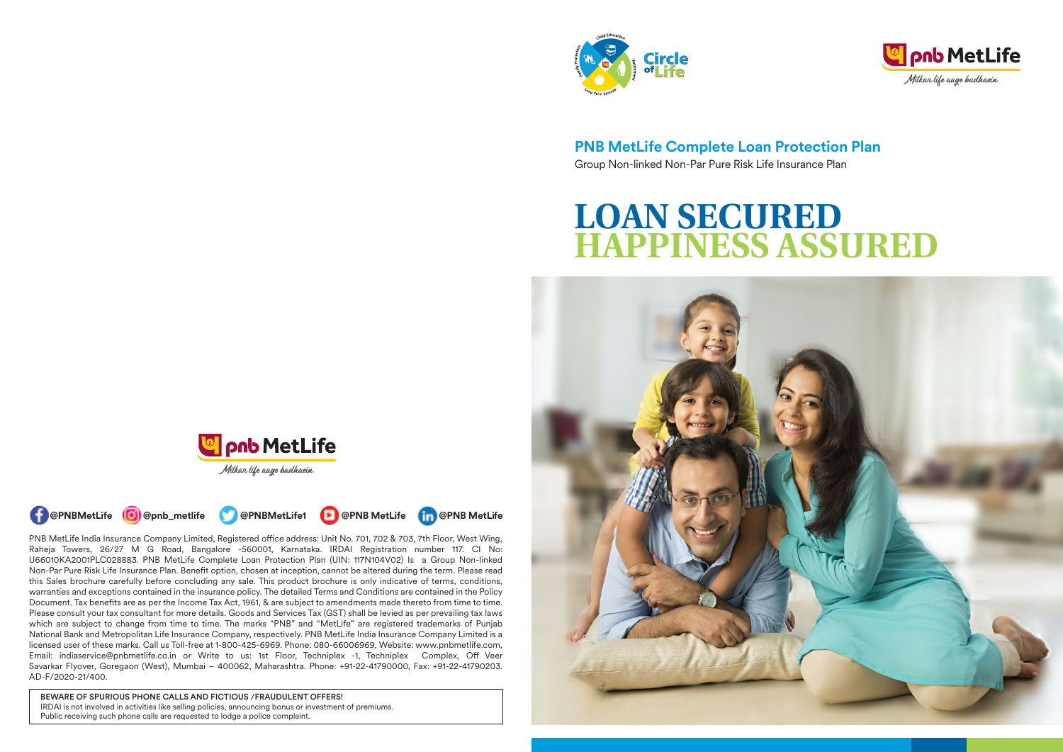# PNB MetLife Complete Loan Protection Plan

Group Non-linked Non-Par Pure Risk Life Insurance Plan

# LOAN SECURED HAPPINESS ASSURED

pnb MetLife

*Milkar life aage badhaein*

@PNBMetLife @pnb_metlife @PNBMetLife1 @PNB MetLife @PNB MetLife

PNB MetLife India Insurance Company Limited, Registered office address: Unit No. 701, 702 & 703, 7th Floor, West Wing, Raheja Towers, 26/27 M G Road, Bangalore -560001, Karnataka. IRDAI Registration number 117. CI No: U66010KA2001PLC028883. PNB MetLife Complete Loan Protection Plan (UIN: 117N104V02) Is a Group Non-linked Non-Par Pure Risk Life Insurance Plan. Benefit option, chosen at inception, cannot be altered during the term. Please read this Sales brochure carefully before concluding any sale. This product brochure is only indicative of terms, conditions, warranties and exceptions contained in the insurance policy. The detailed Terms and Conditions are contained in the Policy Document. Tax benefits are as per the Income Tax Act, 1961, & are subject to amendments made thereto from time to time. Please consult your tax consultant for more details. Goods and Services Tax (GST) shall be levied as per prevailing tax laws which are subject to change from time to time. The marks "PNB" and "MetLife" are registered trademarks of Punjab National Bank and Metropolitan Life Insurance Company, respectively. PNB MetLife India Insurance Company Limited is a licensed user of these marks. Call us Toll-free at 1-800-425-6969. Phone: 080-66006969, Website: www.pnbmetlife.com, Email: indiaservice@pnbmetlife.co.in or Write to us: 1st Floor, Techniplex -1, Techniplex Complex, Off Veer Savarkar Flyover, Goregaon (West), Mumbai – 400062, Maharashtra. Phone: +91-22-41790000, Fax: +91-22-41790203. AD-F/2020-21/400.

**BEWARE OF SPURIOUS PHONE CALLS AND FICTIOUS /FRAUDULENT OFFERS!**
IRDAI is not involved in activities like selling policies, announcing bonus or investment of premiums.
Public receiving such phone calls are requested to lodge a police complaint.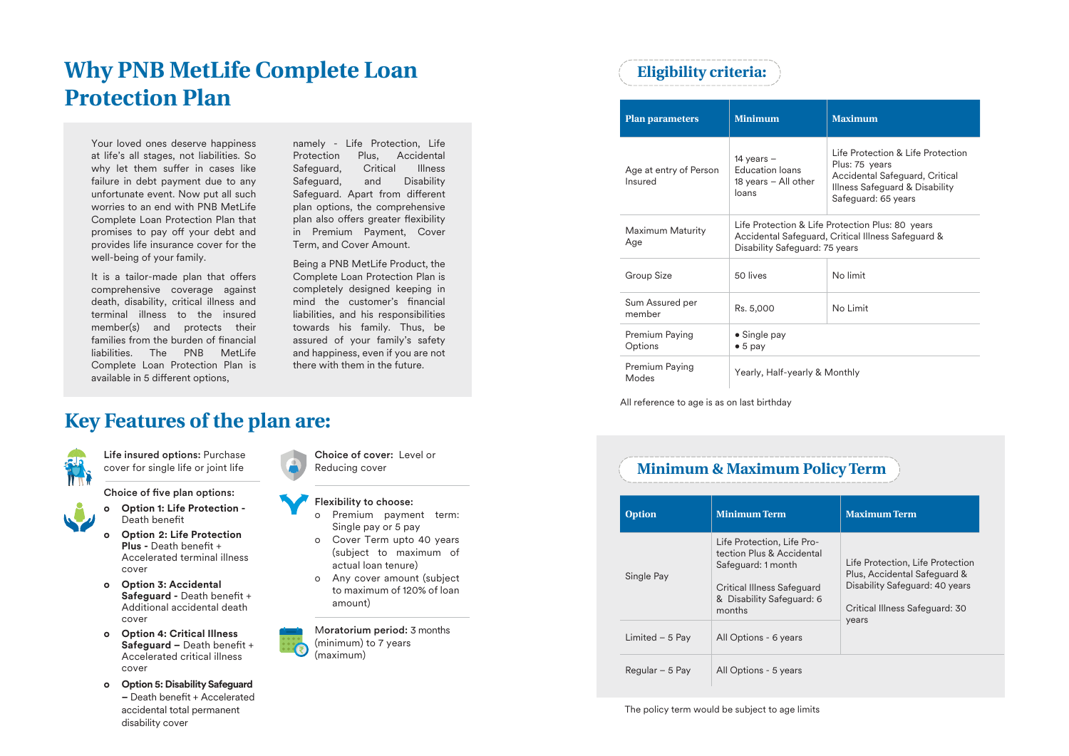# Why PNB MetLife Complete Loan Protection Plan

Your loved ones deserve happiness at life's all stages, not liabilities. So why let them suffer in cases like failure in debt payment due to any unfortunate event. Now put all such worries to an end with PNB MetLife Complete Loan Protection Plan that promises to pay off your debt and provides life insurance cover for the well-being of your family.

It is a tailor-made plan that offers comprehensive coverage against death, disability, critical illness and terminal illness to the insured member(s) and protects their families from the burden of financial liabilities. The PNB MetLife Complete Loan Protection Plan is available in 5 different options, namely - Life Protection, Life Protection Plus, Accidental Safeguard, Critical Illness Safeguard, and Disability Safeguard. Apart from different plan options, the comprehensive plan also offers greater flexibility in Premium Payment, Cover Term, and Cover Amount.

Being a PNB MetLife Product, the Complete Loan Protection Plan is completely designed keeping in mind the customer's financial liabilities, and his responsibilities towards his family. Thus, be assured of your family's safety and happiness, even if you are not there with them in the future.

# Key Features of the plan are:

**Life insured options:** Purchase cover for single life or joint life

Choice of five plan options:

- **Option 1: Life Protection -** Death benefit
- **Option 2: Life Protection Plus -** Death benefit + Accelerated terminal illness cover
- **Option 3: Accidental Safeguard -** Death benefit + Additional accidental death cover
- **Option 4: Critical Illness Safeguard –** Death benefit + Accelerated critical illness cover
- **Option 5: Disability Safeguard –** Death benefit + Accelerated accidental total permanent disability cover

**Choice of cover:** Level or Reducing cover

**Flexibility to choose:**

- Premium payment term: Single pay or 5 pay
- Cover Term upto 40 years (subject to maximum of actual loan tenure)
- Any cover amount (subject to maximum of 120% of loan amount)

**Moratorium period:** 3 months (minimum) to 7 years (maximum)

## Eligibility criteria:

| Plan parameters | Minimum | Maximum |
|---|---|---|
| Age at entry of Person Insured | 14 years – Education loans<br>18 years – All other loans | Life Protection & Life Protection Plus: 75 years<br>Accidental Safeguard, Critical Illness Safeguard & Disability Safeguard: 65 years |
| Maximum Maturity Age | Life Protection & Life Protection Plus: 80 years<br>Accidental Safeguard, Critical Illness Safeguard & Disability Safeguard: 75 years | |
| Group Size | 50 lives | No limit |
| Sum Assured per member | Rs. 5,000 | No Limit |
| Premium Paying Options | • Single pay<br>• 5 pay | |
| Premium Paying Modes | Yearly, Half-yearly & Monthly | |

All reference to age is as on last birthday

## Minimum & Maximum Policy Term

| Option | Minimum Term | Maximum Term |
|---|---|---|
| Single Pay | Life Protection, Life Protection Plus & Accidental Safeguard: 1 month<br><br>Critical Illness Safeguard & Disability Safeguard: 6 months | Life Protection, Life Protection Plus, Accidental Safeguard & Disability Safeguard: 40 years<br><br>Critical Illness Safeguard: 30 years |
| Limited – 5 Pay | All Options - 6 years | |
| Regular – 5 Pay | All Options - 5 years | |

The policy term would be subject to age limits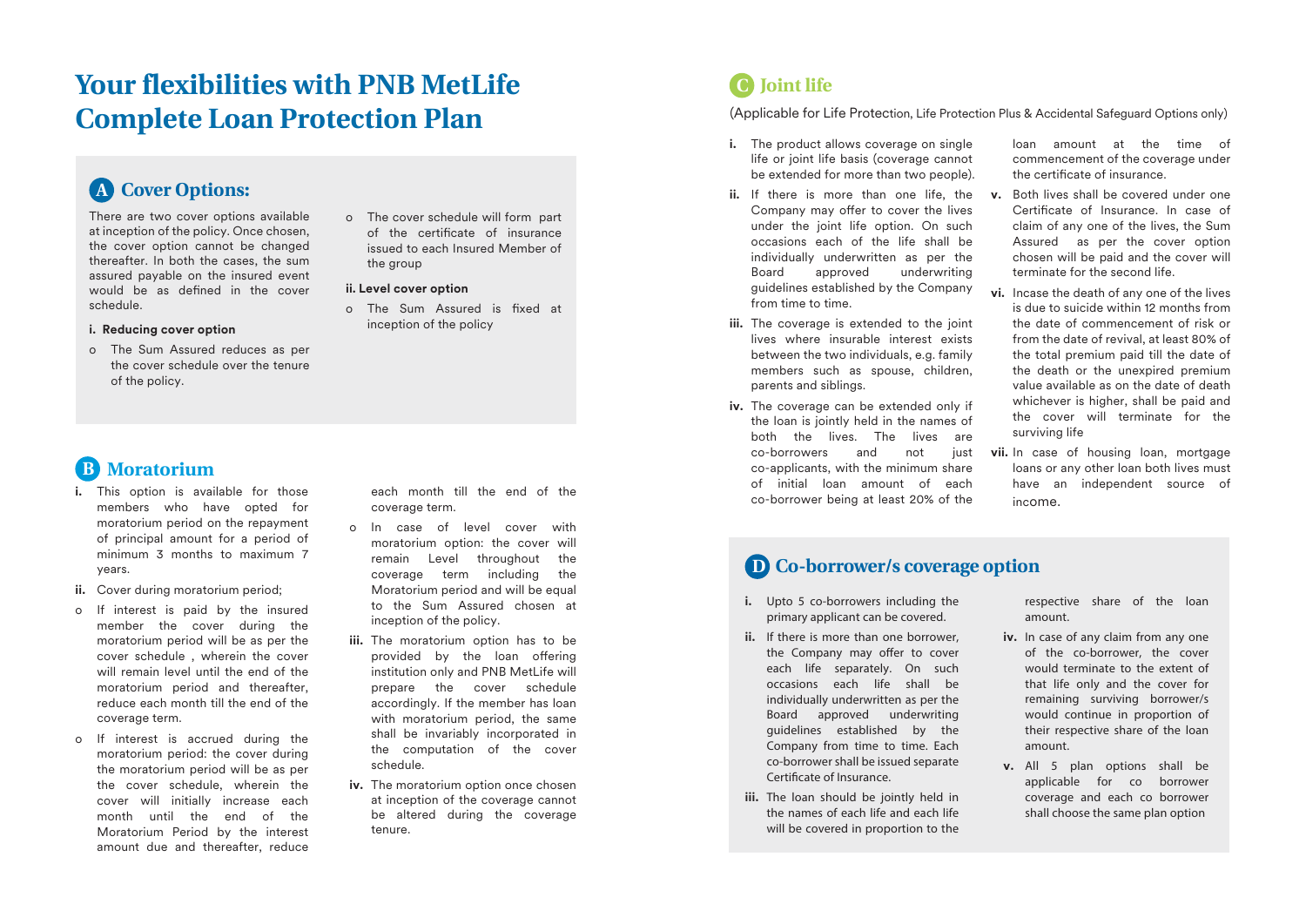# Your flexibilities with PNB MetLife Complete Loan Protection Plan

## A Cover Options:

There are two cover options available at inception of the policy. Once chosen, the cover option cannot be changed thereafter. In both the cases, the sum assured payable on the insured event would be as defined in the cover schedule.

**i. Reducing cover option**

- o The Sum Assured reduces as per the cover schedule over the tenure of the policy.
- o The cover schedule will form part of the certificate of insurance issued to each Insured Member of the group

**ii. Level cover option**

- o The Sum Assured is fixed at inception of the policy

## B Moratorium

**i.** This option is available for those members who have opted for moratorium period on the repayment of principal amount for a period of minimum 3 months to maximum 7 years.

**ii.** Cover during moratorium period;

- o If interest is paid by the insured member the cover during the moratorium period will be as per the cover schedule , wherein the cover will remain level until the end of the moratorium period and thereafter, reduce each month till the end of the coverage term.
- o If interest is accrued during the moratorium period: the cover during the moratorium period will be as per the cover schedule, wherein the cover will initially increase each month until the end of the Moratorium Period by the interest amount due and thereafter, reduce each month till the end of the coverage term.
- o In case of level cover with moratorium option: the cover will remain Level throughout the coverage term including the Moratorium period and will be equal to the Sum Assured chosen at inception of the policy.

**iii.** The moratorium option has to be provided by the loan offering institution only and PNB MetLife will prepare the cover schedule accordingly. If the member has loan with moratorium period, the same shall be invariably incorporated in the computation of the cover schedule.

**iv.** The moratorium option once chosen at inception of the coverage cannot be altered during the coverage tenure.

## C Joint life

(Applicable for Life Protection, Life Protection Plus & Accidental Safeguard Options only)

**i.** The product allows coverage on single life or joint life basis (coverage cannot be extended for more than two people).

**ii.** If there is more than one life, the Company may offer to cover the lives under the joint life option. On such occasions each of the life shall be individually underwritten as per the Board approved underwriting guidelines established by the Company from time to time.

**iii.** The coverage is extended to the joint lives where insurable interest exists between the two individuals, e.g. family members such as spouse, children, parents and siblings.

**iv.** The coverage can be extended only if the loan is jointly held in the names of both the lives. The lives are co-borrowers and not just co-applicants, with the minimum share of initial loan amount of each co-borrower being at least 20% of the loan amount at the time of commencement of the coverage under the certificate of insurance.

**v.** Both lives shall be covered under one Certificate of Insurance. In case of claim of any one of the lives, the Sum Assured as per the cover option chosen will be paid and the cover will terminate for the second life.

**vi.** Incase the death of any one of the lives is due to suicide within 12 months from the date of commencement of risk or from the date of revival, at least 80% of the total premium paid till the date of the death or the unexpired premium value available as on the date of death whichever is higher, shall be paid and the cover will terminate for the surviving life

**vii.** In case of housing loan, mortgage loans or any other loan both lives must have an independent source of income.

## D Co-borrower/s coverage option

**i.** Upto 5 co-borrowers including the primary applicant can be covered.

**ii.** If there is more than one borrower, the Company may offer to cover each life separately. On such occasions each life shall be individually underwritten as per the Board approved underwriting guidelines established by the Company from time to time. Each co-borrower shall be issued separate Certificate of Insurance.

**iii.** The loan should be jointly held in the names of each life and each life will be covered in proportion to the respective share of the loan amount.

**iv.** In case of any claim from any one of the co-borrower, the cover would terminate to the extent of that life only and the cover for remaining surviving borrower/s would continue in proportion of their respective share of the loan amount.

**v.** All 5 plan options shall be applicable for co borrower coverage and each co borrower shall choose the same plan option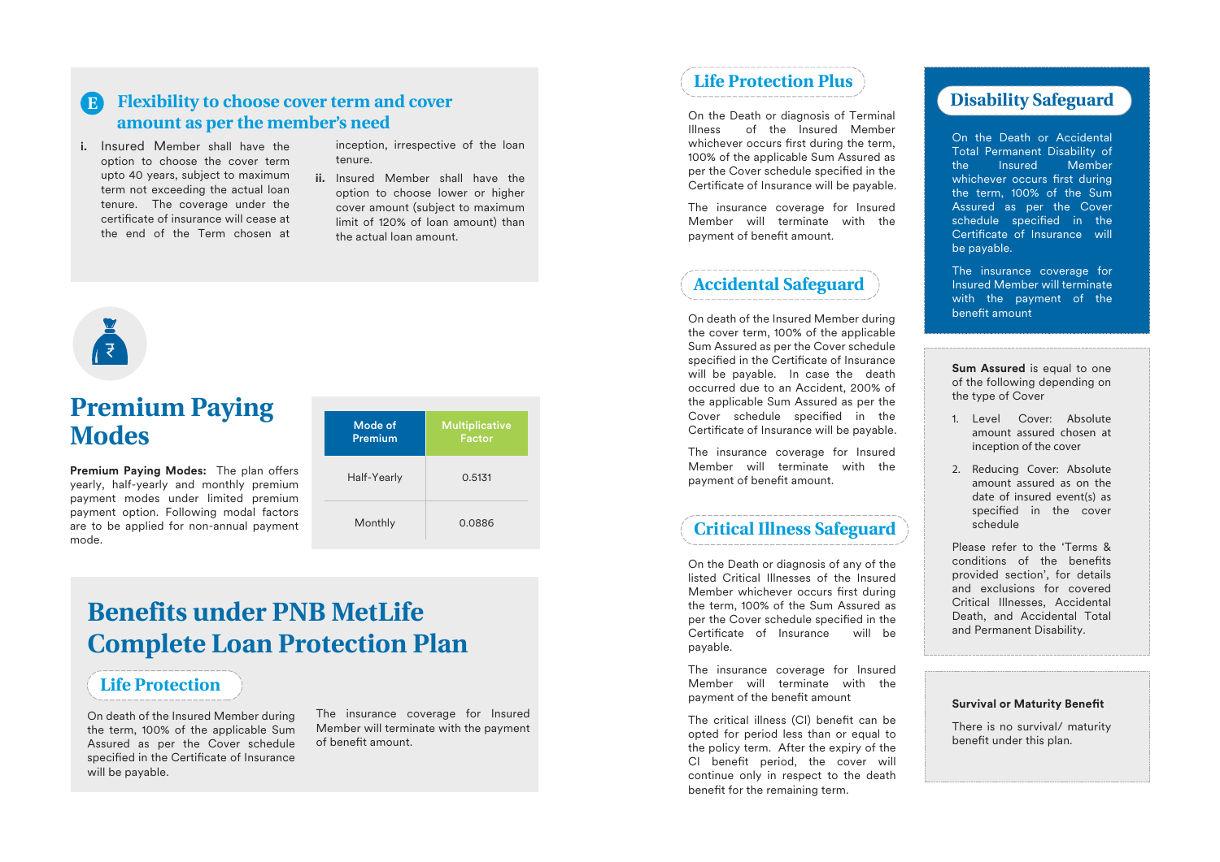## E Flexibility to choose cover term and cover amount as per the member's need

i. Insured Member shall have the option to choose the cover term upto 40 years, subject to maximum term not exceeding the actual loan tenure. The coverage under the certificate of insurance will cease at the end of the Term chosen at inception, irrespective of the loan tenure.

ii. Insured Member shall have the option to choose lower or higher cover amount (subject to maximum limit of 120% of loan amount) than the actual loan amount.

# Premium Paying Modes

**Premium Paying Modes:** The plan offers yearly, half-yearly and monthly premium payment modes under limited premium payment option. Following modal factors are to be applied for non-annual payment mode.

| Mode of Premium | Multiplicative Factor |
|---|---|
| Half-Yearly | 0.5131 |
| Monthly | 0.0886 |

# Benefits under PNB MetLife Complete Loan Protection Plan

### Life Protection

On death of the Insured Member during the term, 100% of the applicable Sum Assured as per the Cover schedule specified in the Certificate of Insurance will be payable.

The insurance coverage for Insured Member will terminate with the payment of benefit amount.

### Life Protection Plus

On the Death or diagnosis of Terminal Illness of the Insured Member whichever occurs first during the term, 100% of the applicable Sum Assured as per the Cover schedule specified in the Certificate of Insurance will be payable.

The insurance coverage for Insured Member will terminate with the payment of benefit amount.

### Accidental Safeguard

On death of the Insured Member during the cover term, 100% of the applicable Sum Assured as per the Cover schedule specified in the Certificate of Insurance will be payable. In case the death occurred due to an Accident, 200% of the applicable Sum Assured as per the Cover schedule specified in the Certificate of Insurance will be payable.

The insurance coverage for Insured Member will terminate with the payment of benefit amount.

### Critical Illness Safeguard

On the Death or diagnosis of any of the listed Critical Illnesses of the Insured Member whichever occurs first during the term, 100% of the Sum Assured as per the Cover schedule specified in the Certificate of Insurance will be payable.

The insurance coverage for Insured Member will terminate with the payment of the benefit amount

The critical illness (CI) benefit can be opted for period less than or equal to the policy term. After the expiry of the CI benefit period, the cover will continue only in respect to the death benefit for the remaining term.

### Disability Safeguard

On the Death or Accidental Total Permanent Disability of the Insured Member whichever occurs first during the term, 100% of the Sum Assured as per the Cover schedule specified in the Certificate of Insurance will be payable.

The insurance coverage for Insured Member will terminate with the payment of the benefit amount

**Sum Assured** is equal to one of the following depending on the type of Cover

1. Level Cover: Absolute amount assured chosen at inception of the cover
2. Reducing Cover: Absolute amount assured as on the date of insured event(s) as specified in the cover schedule

Please refer to the 'Terms & conditions of the benefits provided section', for details and exclusions for covered Critical Illnesses, Accidental Death, and Accidental Total and Permanent Disability.

**Survival or Maturity Benefit**

There is no survival/ maturity benefit under this plan.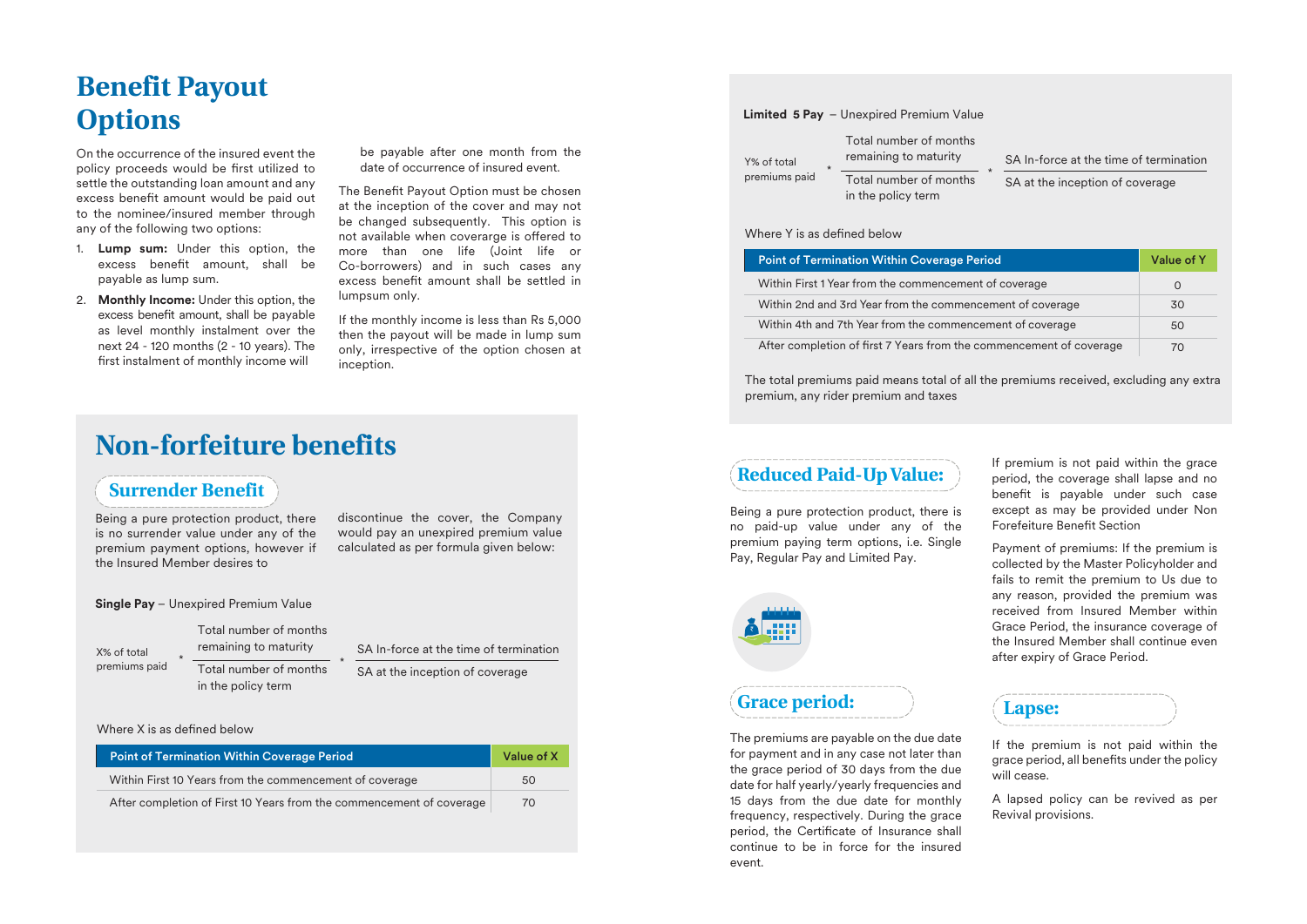# Benefit Payout Options

On the occurrence of the insured event the policy proceeds would be first utilized to settle the outstanding loan amount and any excess benefit amount would be paid out to the nominee/insured member through any of the following two options:

1. **Lump sum:** Under this option, the excess benefit amount, shall be payable as lump sum.
2. **Monthly Income:** Under this option, the excess benefit amount, shall be payable as level monthly instalment over the next 24 - 120 months (2 - 10 years). The first instalment of monthly income will be payable after one month from the date of occurrence of insured event.

The Benefit Payout Option must be chosen at the inception of the cover and may not be changed subsequently. This option is not available when coverarge is offered to more than one life (Joint life or Co-borrowers) and in such cases any excess benefit amount shall be settled in lumpsum only.

If the monthly income is less than Rs 5,000 then the payout will be made in lump sum only, irrespective of the option chosen at inception.

# Non-forfeiture benefits

## Surrender Benefit

Being a pure protection product, there is no surrender value under any of the premium payment options, however if the Insured Member desires to discontinue the cover, the Company would pay an unexpired premium value calculated as per formula given below:

**Single Pay** – Unexpired Premium Value

$$\text{X\% of total premiums paid} * \frac{\text{Total number of months remaining to maturity}}{\text{Total number of months in the policy term}} * \frac{\text{SA In-force at the time of termination}}{\text{SA at the inception of coverage}}$$

Where X is as defined below

| Point of Termination Within Coverage Period | Value of X |
|---|---|
| Within First 10 Years from the commencement of coverage | 50 |
| After completion of First 10 Years from the commencement of coverage | 70 |

**Limited 5 Pay** – Unexpired Premium Value

$$\text{Y\% of total premiums paid} * \frac{\text{Total number of months remaining to maturity}}{\text{Total number of months in the policy term}} * \frac{\text{SA In-force at the time of termination}}{\text{SA at the inception of coverage}}$$

Where Y is as defined below

| Point of Termination Within Coverage Period | Value of Y |
|---|---|
| Within First 1 Year from the commencement of coverage | 0 |
| Within 2nd and 3rd Year from the commencement of coverage | 30 |
| Within 4th and 7th Year from the commencement of coverage | 50 |
| After completion of first 7 Years from the commencement of coverage | 70 |

The total premiums paid means total of all the premiums received, excluding any extra premium, any rider premium and taxes

## Reduced Paid-Up Value:

Being a pure protection product, there is no paid-up value under any of the premium paying term options, i.e. Single Pay, Regular Pay and Limited Pay.

## Grace period:

The premiums are payable on the due date for payment and in any case not later than the grace period of 30 days from the due date for half yearly/yearly frequencies and 15 days from the due date for monthly frequency, respectively. During the grace period, the Certificate of Insurance shall continue to be in force for the insured event.

If premium is not paid within the grace period, the coverage shall lapse and no benefit is payable under such case except as may be provided under Non Forefeiture Benefit Section

Payment of premiums: If the premium is collected by the Master Policyholder and fails to remit the premium to Us due to any reason, provided the premium was received from Insured Member within Grace Period, the insurance coverage of the Insured Member shall continue even after expiry of Grace Period.

## Lapse:

If the premium is not paid within the grace period, all benefits under the policy will cease.

A lapsed policy can be revived as per Revival provisions.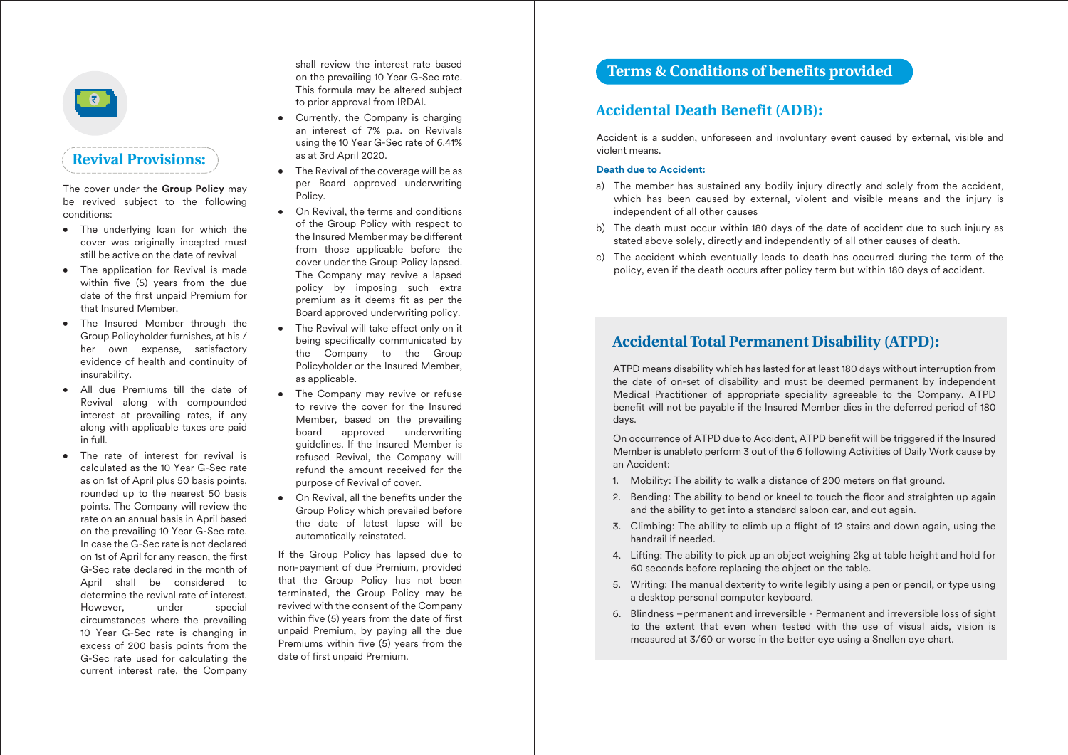## Revival Provisions:

The cover under the **Group Policy** may be revived subject to the following conditions:

- The underlying loan for which the cover was originally incepted must still be active on the date of revival
- The application for Revival is made within five (5) years from the due date of the first unpaid Premium for that Insured Member.
- The Insured Member through the Group Policyholder furnishes, at his / her own expense, satisfactory evidence of health and continuity of insurability.
- All due Premiums till the date of Revival along with compounded interest at prevailing rates, if any along with applicable taxes are paid in full.
- The rate of interest for revival is calculated as the 10 Year G-Sec rate as on 1st of April plus 50 basis points, rounded up to the nearest 50 basis points. The Company will review the rate on an annual basis in April based on the prevailing 10 Year G-Sec rate. In case the G-Sec rate is not declared on 1st of April for any reason, the first G-Sec rate declared in the month of April shall be considered to determine the revival rate of interest. However, under special circumstances where the prevailing 10 Year G-Sec rate is changing in excess of 200 basis points from the G-Sec rate used for calculating the current interest rate, the Company shall review the interest rate based on the prevailing 10 Year G-Sec rate. This formula may be altered subject to prior approval from IRDAI.
- Currently, the Company is charging an interest of 7% p.a. on Revivals using the 10 Year G-Sec rate of 6.41% as at 3rd April 2020.
- The Revival of the coverage will be as per Board approved underwriting Policy.
- On Revival, the terms and conditions of the Group Policy with respect to the Insured Member may be different from those applicable before the cover under the Group Policy lapsed. The Company may revive a lapsed policy by imposing such extra premium as it deems fit as per the Board approved underwriting policy.
- The Revival will take effect only on it being specifically communicated by the Company to the Group Policyholder or the Insured Member, as applicable.
- The Company may revive or refuse to revive the cover for the Insured Member, based on the prevailing board approved underwriting guidelines. If the Insured Member is refused Revival, the Company will refund the amount received for the purpose of Revival of cover.
- On Revival, all the benefits under the Group Policy which prevailed before the date of latest lapse will be automatically reinstated.

If the Group Policy has lapsed due to non-payment of due Premium, provided that the Group Policy has not been terminated, the Group Policy may be revived with the consent of the Company within five (5) years from the date of first unpaid Premium, by paying all the due Premiums within five (5) years from the date of first unpaid Premium.

# Terms & Conditions of benefits provided

## Accidental Death Benefit (ADB):

Accident is a sudden, unforeseen and involuntary event caused by external, visible and violent means.

**Death due to Accident:**

a) The member has sustained any bodily injury directly and solely from the accident, which has been caused by external, violent and visible means and the injury is independent of all other causes

b) The death must occur within 180 days of the date of accident due to such injury as stated above solely, directly and independently of all other causes of death.

c) The accident which eventually leads to death has occurred during the term of the policy, even if the death occurs after policy term but within 180 days of accident.

## Accidental Total Permanent Disability (ATPD):

ATPD means disability which has lasted for at least 180 days without interruption from the date of on-set of disability and must be deemed permanent by independent Medical Practitioner of appropriate speciality agreeable to the Company. ATPD benefit will not be payable if the Insured Member dies in the deferred period of 180 days.

On occurrence of ATPD due to Accident, ATPD benefit will be triggered if the Insured Member is unableto perform 3 out of the 6 following Activities of Daily Work cause by an Accident:

1. Mobility: The ability to walk a distance of 200 meters on flat ground.
2. Bending: The ability to bend or kneel to touch the floor and straighten up again and the ability to get into a standard saloon car, and out again.
3. Climbing: The ability to climb up a flight of 12 stairs and down again, using the handrail if needed.
4. Lifting: The ability to pick up an object weighing 2kg at table height and hold for 60 seconds before replacing the object on the table.
5. Writing: The manual dexterity to write legibly using a pen or pencil, or type using a desktop personal computer keyboard.
6. Blindness –permanent and irreversible - Permanent and irreversible loss of sight to the extent that even when tested with the use of visual aids, vision is measured at 3/60 or worse in the better eye using a Snellen eye chart.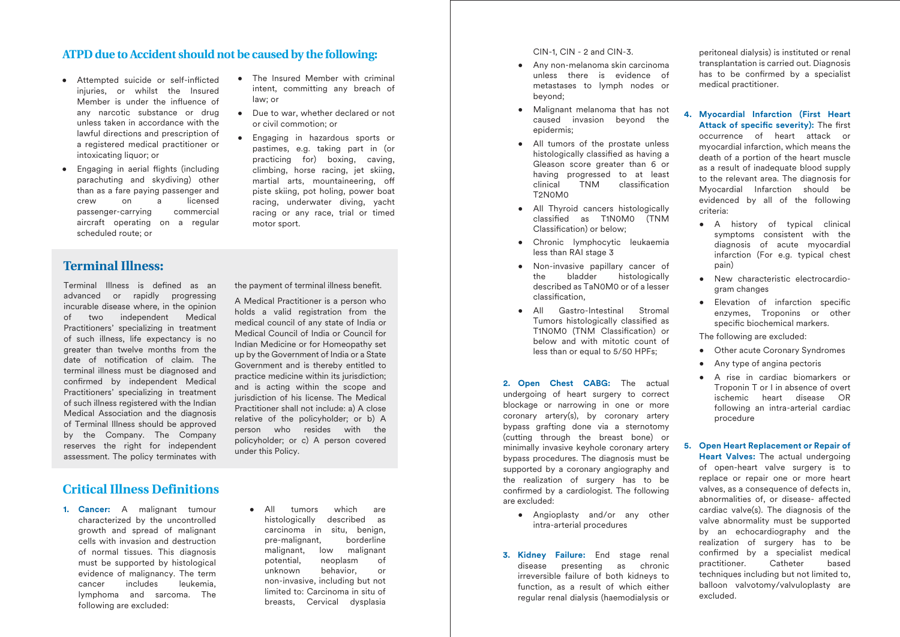## ATPD due to Accident should not be caused by the following:

- Attempted suicide or self-inflicted injuries, or whilst the Insured Member is under the influence of any narcotic substance or drug unless taken in accordance with the lawful directions and prescription of a registered medical practitioner or intoxicating liquor; or
- Engaging in aerial flights (including parachuting and skydiving) other than as a fare paying passenger and crew on a licensed passenger-carrying commercial aircraft operating on a regular scheduled route; or
- The Insured Member with criminal intent, committing any breach of law; or
- Due to war, whether declared or not or civil commotion; or
- Engaging in hazardous sports or pastimes, e.g. taking part in (or practicing for) boxing, caving, climbing, horse racing, jet skiing, martial arts, mountaineering, off piste skiing, pot holing, power boat racing, underwater diving, yacht racing or any race, trial or timed motor sport.

## Terminal Illness:

Terminal Illness is defined as an advanced or rapidly progressing incurable disease where, in the opinion of two independent Medical Practitioners' specializing in treatment of such illness, life expectancy is no greater than twelve months from the date of notification of claim. The terminal illness must be diagnosed and confirmed by independent Medical Practitioners' specializing in treatment of such illness registered with the Indian Medical Association and the diagnosis of Terminal Illness should be approved by the Company. The Company reserves the right for independent assessment. The policy terminates with the payment of terminal illness benefit.

A Medical Practitioner is a person who holds a valid registration from the medical council of any state of India or Medical Council of India or Council for Indian Medicine or for Homeopathy set up by the Government of India or a State Government and is thereby entitled to practice medicine within its jurisdiction; and is acting within the scope and jurisdiction of his license. The Medical Practitioner shall not include: a) A close relative of the policyholder; or b) A person who resides with the policyholder; or c) A person covered under this Policy.

## Critical Illness Definitions

1. **Cancer:** A malignant tumour characterized by the uncontrolled growth and spread of malignant cells with invasion and destruction of normal tissues. This diagnosis must be supported by histological evidence of malignancy. The term cancer includes leukemia, lymphoma and sarcoma. The following are excluded:
   - All tumors which are histologically described as carcinoma in situ, benign, pre-malignant, borderline malignant, low malignant potential, neoplasm of unknown behavior, or non-invasive, including but not limited to: Carcinoma in situ of breasts, Cervical dysplasia CIN-1, CIN - 2 and CIN-3.
   - Any non-melanoma skin carcinoma unless there is evidence of metastases to lymph nodes or beyond;
   - Malignant melanoma that has not caused invasion beyond the epidermis;
   - All tumors of the prostate unless histologically classified as having a Gleason score greater than 6 or having progressed to at least clinical TNM classification T2N0M0
   - All Thyroid cancers histologically classified as T1N0M0 (TNM Classification) or below;
   - Chronic lymphocytic leukaemia less than RAI stage 3
   - Non-invasive papillary cancer of the bladder histologically described as TaN0M0 or of a lesser classification,
   - All Gastro-Intestinal Stromal Tumors histologically classified as T1N0M0 (TNM Classification) or below and with mitotic count of less than or equal to 5/50 HPFs;

2. **Open Chest CABG:** The actual undergoing of heart surgery to correct blockage or narrowing in one or more coronary artery(s), by coronary artery bypass grafting done via a sternotomy (cutting through the breast bone) or minimally invasive keyhole coronary artery bypass procedures. The diagnosis must be supported by a coronary angiography and the realization of surgery has to be confirmed by a cardiologist. The following are excluded:
   - Angioplasty and/or any other intra-arterial procedures

3. **Kidney Failure:** End stage renal disease presenting as chronic irreversible failure of both kidneys to function, as a result of which either regular renal dialysis (haemodialysis or peritoneal dialysis) is instituted or renal transplantation is carried out. Diagnosis has to be confirmed by a specialist medical practitioner.

4. **Myocardial Infarction (First Heart Attack of specific severity):** The first occurrence of heart attack or myocardial infarction, which means the death of a portion of the heart muscle as a result of inadequate blood supply to the relevant area. The diagnosis for Myocardial Infarction should be evidenced by all of the following criteria:
   - A history of typical clinical symptoms consistent with the diagnosis of acute myocardial infarction (For e.g. typical chest pain)
   - New characteristic electrocardio-gram changes
   - Elevation of infarction specific enzymes, Troponins or other specific biochemical markers.

   The following are excluded:
   - Other acute Coronary Syndromes
   - Any type of angina pectoris
   - A rise in cardiac biomarkers or Troponin T or I in absence of overt ischemic heart disease OR following an intra-arterial cardiac procedure

5. **Open Heart Replacement or Repair of Heart Valves:** The actual undergoing of open-heart valve surgery is to replace or repair one or more heart valves, as a consequence of defects in, abnormalities of, or disease- affected cardiac valve(s). The diagnosis of the valve abnormality must be supported by an echocardiography and the realization of surgery has to be confirmed by a specialist medical practitioner. Catheter based techniques including but not limited to, balloon valvotomy/valvuloplasty are excluded.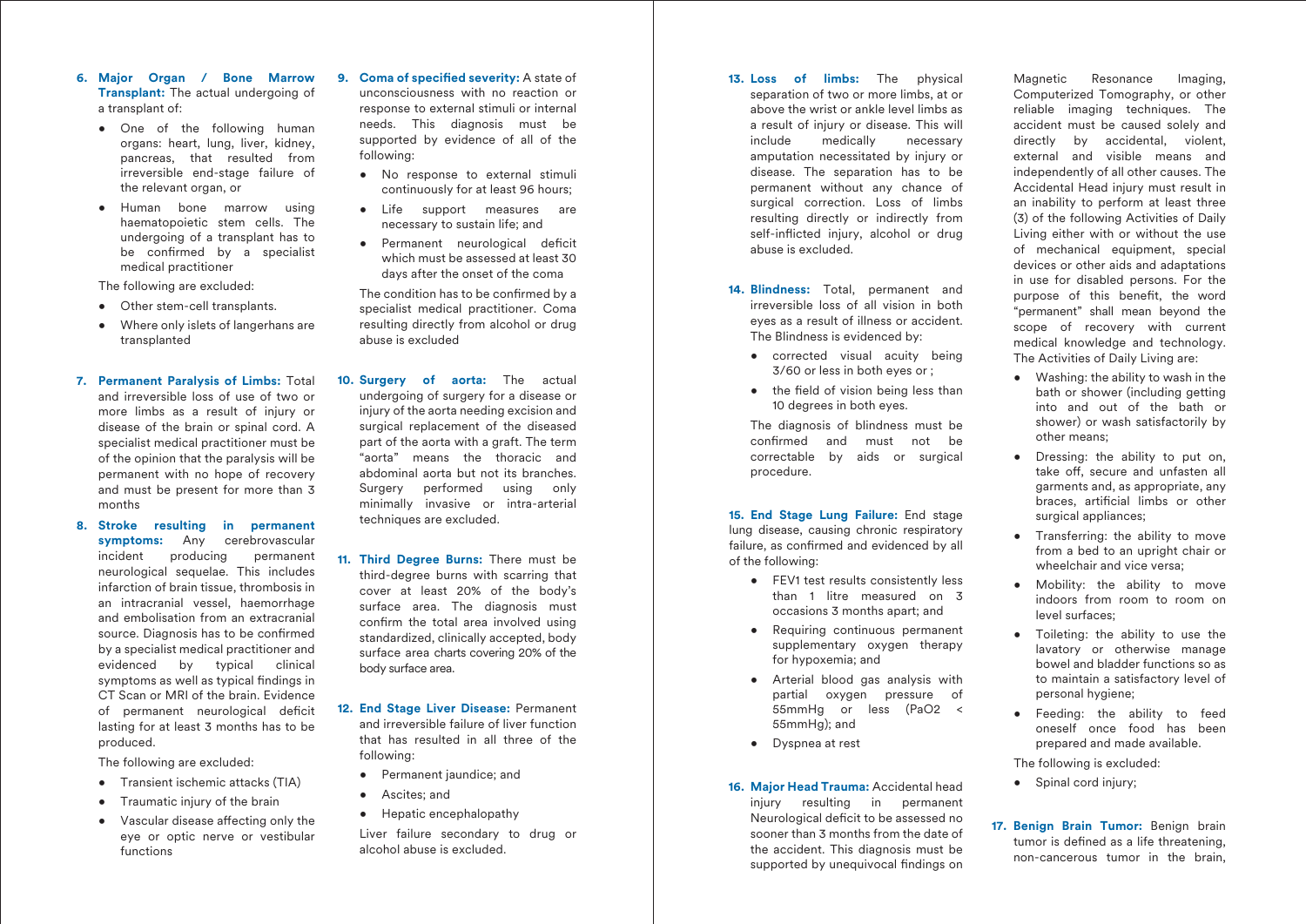**6. Major Organ / Bone Marrow Transplant:** The actual undergoing of a transplant of:

- One of the following human organs: heart, lung, liver, kidney, pancreas, that resulted from irreversible end-stage failure of the relevant organ, or
- Human bone marrow using haematopoietic stem cells. The undergoing of a transplant has to be confirmed by a specialist medical practitioner

The following are excluded:

- Other stem-cell transplants.
- Where only islets of langerhans are transplanted

**7. Permanent Paralysis of Limbs:** Total and irreversible loss of use of two or more limbs as a result of injury or disease of the brain or spinal cord. A specialist medical practitioner must be of the opinion that the paralysis will be permanent with no hope of recovery and must be present for more than 3 months

**8. Stroke resulting in permanent symptoms:** Any cerebrovascular incident producing permanent neurological sequelae. This includes infarction of brain tissue, thrombosis in an intracranial vessel, haemorrhage and embolisation from an extracranial source. Diagnosis has to be confirmed by a specialist medical practitioner and evidenced by typical clinical symptoms as well as typical findings in CT Scan or MRI of the brain. Evidence of permanent neurological deficit lasting for at least 3 months has to be produced.

The following are excluded:

- Transient ischemic attacks (TIA)
- Traumatic injury of the brain
- Vascular disease affecting only the eye or optic nerve or vestibular functions

**9. Coma of specified severity:** A state of unconsciousness with no reaction or response to external stimuli or internal needs. This diagnosis must be supported by evidence of all of the following:

- No response to external stimuli continuously for at least 96 hours;
- Life support measures are necessary to sustain life; and
- Permanent neurological deficit which must be assessed at least 30 days after the onset of the coma

The condition has to be confirmed by a specialist medical practitioner. Coma resulting directly from alcohol or drug abuse is excluded

**10. Surgery of aorta:** The actual undergoing of surgery for a disease or injury of the aorta needing excision and surgical replacement of the diseased part of the aorta with a graft. The term "aorta" means the thoracic and abdominal aorta but not its branches. Surgery performed using only minimally invasive or intra-arterial techniques are excluded.

**11. Third Degree Burns:** There must be third-degree burns with scarring that cover at least 20% of the body's surface area. The diagnosis must confirm the total area involved using standardized, clinically accepted, body surface area charts covering 20% of the body surface area.

**12. End Stage Liver Disease:** Permanent and irreversible failure of liver function that has resulted in all three of the following:

- Permanent jaundice; and
- Ascites; and
- Hepatic encephalopathy

Liver failure secondary to drug or alcohol abuse is excluded.

**13. Loss of limbs:** The physical separation of two or more limbs, at or above the wrist or ankle level limbs as a result of injury or disease. This will include medically necessary amputation necessitated by injury or disease. The separation has to be permanent without any chance of surgical correction. Loss of limbs resulting directly or indirectly from self-inflicted injury, alcohol or drug abuse is excluded.

**14. Blindness:** Total, permanent and irreversible loss of all vision in both eyes as a result of illness or accident. The Blindness is evidenced by:

- corrected visual acuity being 3/60 or less in both eyes or ;
- the field of vision being less than 10 degrees in both eyes.

The diagnosis of blindness must be confirmed and must not be correctable by aids or surgical procedure.

**15. End Stage Lung Failure:** End stage lung disease, causing chronic respiratory failure, as confirmed and evidenced by all of the following:

- FEV1 test results consistently less than 1 litre measured on 3 occasions 3 months apart; and
- Requiring continuous permanent supplementary oxygen therapy for hypoxemia; and
- Arterial blood gas analysis with partial oxygen pressure of 55mmHg or less ($PaO2 <$ 55mmHg); and
- Dyspnea at rest

**16. Major Head Trauma:** Accidental head injury resulting in permanent Neurological deficit to be assessed no sooner than 3 months from the date of the accident. This diagnosis must be supported by unequivocal findings on Magnetic Resonance Imaging, Computerized Tomography, or other reliable imaging techniques. The accident must be caused solely and directly by accidental, violent, external and visible means and independently of all other causes. The Accidental Head injury must result in an inability to perform at least three (3) of the following Activities of Daily Living either with or without the use of mechanical equipment, special devices or other aids and adaptations in use for disabled persons. For the purpose of this benefit, the word "permanent" shall mean beyond the scope of recovery with current medical knowledge and technology. The Activities of Daily Living are:

- Washing: the ability to wash in the bath or shower (including getting into and out of the bath or shower) or wash satisfactorily by other means;
- Dressing: the ability to put on, take off, secure and unfasten all garments and, as appropriate, any braces, artificial limbs or other surgical appliances;
- Transferring: the ability to move from a bed to an upright chair or wheelchair and vice versa;
- Mobility: the ability to move indoors from room to room on level surfaces;
- Toileting: the ability to use the lavatory or otherwise manage bowel and bladder functions so as to maintain a satisfactory level of personal hygiene;
- Feeding: the ability to feed oneself once food has been prepared and made available.

The following is excluded:

- Spinal cord injury;

**17. Benign Brain Tumor:** Benign brain tumor is defined as a life threatening, non-cancerous tumor in the brain,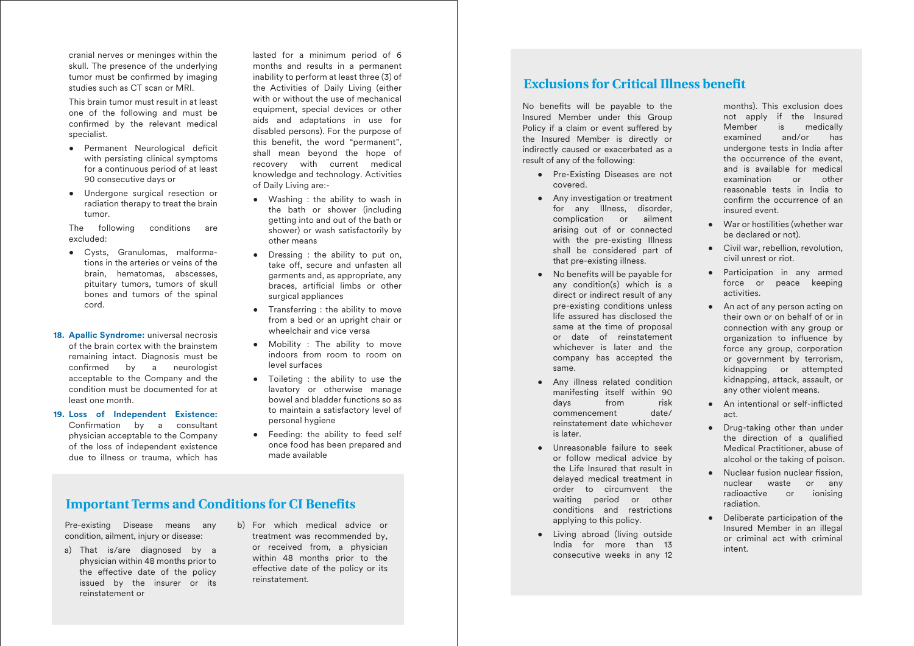cranial nerves or meninges within the skull. The presence of the underlying tumor must be confirmed by imaging studies such as CT scan or MRI.

This brain tumor must result in at least one of the following and must be confirmed by the relevant medical specialist.

- Permanent Neurological deficit with persisting clinical symptoms for a continuous period of at least 90 consecutive days or
- Undergone surgical resection or radiation therapy to treat the brain tumor.

The following conditions are excluded:

- Cysts, Granulomas, malformations in the arteries or veins of the brain, hematomas, abscesses, pituitary tumors, tumors of skull bones and tumors of the spinal cord.

18. **Apallic Syndrome:** universal necrosis of the brain cortex with the brainstem remaining intact. Diagnosis must be confirmed by a neurologist acceptable to the Company and the condition must be documented for at least one month.

19. **Loss of Independent Existence:** Confirmation by a consultant physician acceptable to the Company of the loss of independent existence due to illness or trauma, which has lasted for a minimum period of 6 months and results in a permanent inability to perform at least three (3) of the Activities of Daily Living (either with or without the use of mechanical equipment, special devices or other aids and adaptations in use for disabled persons). For the purpose of this benefit, the word "permanent", shall mean beyond the hope of recovery with current medical knowledge and technology. Activities of Daily Living are:-

- Washing : the ability to wash in the bath or shower (including getting into and out of the bath or shower) or wash satisfactorily by other means
- Dressing : the ability to put on, take off, secure and unfasten all garments and, as appropriate, any braces, artificial limbs or other surgical appliances
- Transferring : the ability to move from a bed or an upright chair or wheelchair and vice versa
- Mobility : The ability to move indoors from room to room on level surfaces
- Toileting : the ability to use the lavatory or otherwise manage bowel and bladder functions so as to maintain a satisfactory level of personal hygiene
- Feeding: the ability to feed self once food has been prepared and made available

## Important Terms and Conditions for CI Benefits

Pre-existing Disease means any condition, ailment, injury or disease:

a) That is/are diagnosed by a physician within 48 months prior to the effective date of the policy issued by the insurer or its reinstatement or

b) For which medical advice or treatment was recommended by, or received from, a physician within 48 months prior to the effective date of the policy or its reinstatement.

## Exclusions for Critical Illness benefit

No benefits will be payable to the Insured Member under this Group Policy if a claim or event suffered by the Insured Member is directly or indirectly caused or exacerbated as a result of any of the following:

- Pre-Existing Diseases are not covered.
- Any investigation or treatment for any Illness, disorder, complication or ailment arising out of or connected with the pre-existing Illness shall be considered part of that pre-existing illness.
- No benefits will be payable for any condition(s) which is a direct or indirect result of any pre-existing conditions unless life assured has disclosed the same at the time of proposal or date of reinstatement whichever is later and the company has accepted the same.
- Any illness related condition manifesting itself within 90 days from risk commencement date/ reinstatement date whichever is later.
- Unreasonable failure to seek or follow medical advice by the Life Insured that result in delayed medical treatment in order to circumvent the waiting period or other conditions and restrictions applying to this policy.
- Living abroad (living outside India for more than 13 consecutive weeks in any 12 months). This exclusion does not apply if the Insured Member is medically examined and/or has undergone tests in India after the occurrence of the event, and is available for medical examination or other reasonable tests in India to confirm the occurrence of an insured event.
- War or hostilities (whether war be declared or not).
- Civil war, rebellion, revolution, civil unrest or riot.
- Participation in any armed force or peace keeping activities.
- An act of any person acting on their own or on behalf of or in connection with any group or organization to influence by force any group, corporation or government by terrorism, kidnapping or attempted kidnapping, attack, assault, or any other violent means.
- An intentional or self-inflicted act.
- Drug-taking other than under the direction of a qualified Medical Practitioner, abuse of alcohol or the taking of poison.
- Nuclear fusion nuclear fission, nuclear waste or any radioactive or ionising radiation.
- Deliberate participation of the Insured Member in an illegal or criminal act with criminal intent.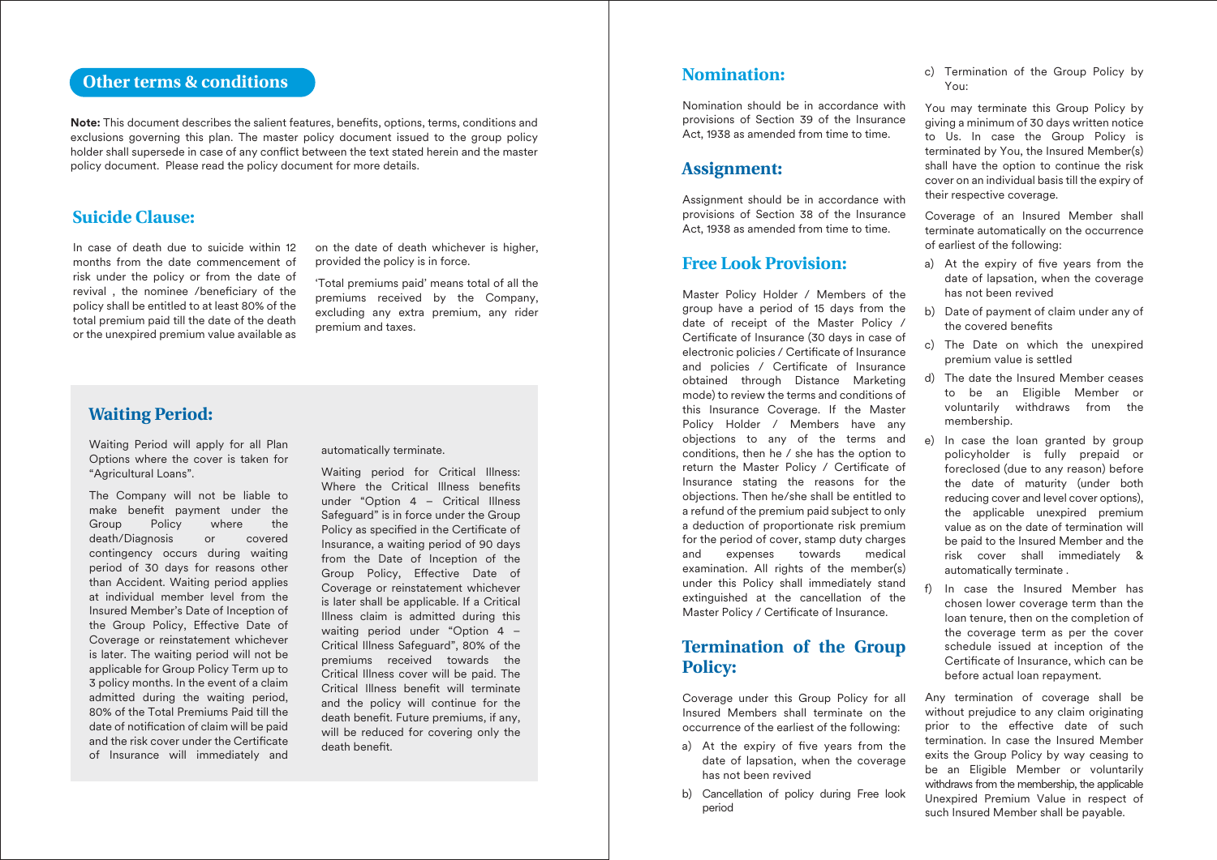## Other terms & conditions

**Note:** This document describes the salient features, benefits, options, terms, conditions and exclusions governing this plan. The master policy document issued to the group policy holder shall supersede in case of any conflict between the text stated herein and the master policy document. Please read the policy document for more details.

### Suicide Clause:

In case of death due to suicide within 12 months from the date commencement of risk under the policy or from the date of revival , the nominee /beneficiary of the policy shall be entitled to at least 80% of the total premium paid till the date of the death or the unexpired premium value available as on the date of death whichever is higher, provided the policy is in force.

'Total premiums paid' means total of all the premiums received by the Company, excluding any extra premium, any rider premium and taxes.

### Waiting Period:

Waiting Period will apply for all Plan Options where the cover is taken for "Agricultural Loans".

The Company will not be liable to make benefit payment under the Group Policy where the death/Diagnosis or covered contingency occurs during waiting period of 30 days for reasons other than Accident. Waiting period applies at individual member level from the Insured Member's Date of Inception of the Group Policy, Effective Date of Coverage or reinstatement whichever is later. The waiting period will not be applicable for Group Policy Term up to 3 policy months. In the event of a claim admitted during the waiting period, 80% of the Total Premiums Paid till the date of notification of claim will be paid and the risk cover under the Certificate of Insurance will immediately and automatically terminate.

Waiting period for Critical Illness: Where the Critical Illness benefits under "Option 4 – Critical Illness Safeguard" is in force under the Group Policy as specified in the Certificate of Insurance, a waiting period of 90 days from the Date of Inception of the Group Policy, Effective Date of Coverage or reinstatement whichever is later shall be applicable. If a Critical Illness claim is admitted during this waiting period under "Option 4 – Critical Illness Safeguard", 80% of the premiums received towards the Critical Illness cover will be paid. The Critical Illness benefit will terminate and the policy will continue for the death benefit. Future premiums, if any, will be reduced for covering only the death benefit.

### Nomination:

Nomination should be in accordance with provisions of Section 39 of the Insurance Act, 1938 as amended from time to time.

### Assignment:

Assignment should be in accordance with provisions of Section 38 of the Insurance Act, 1938 as amended from time to time.

### Free Look Provision:

Master Policy Holder / Members of the group have a period of 15 days from the date of receipt of the Master Policy / Certificate of Insurance (30 days in case of electronic policies / Certificate of Insurance and policies / Certificate of Insurance obtained through Distance Marketing mode) to review the terms and conditions of this Insurance Coverage. If the Master Policy Holder / Members have any objections to any of the terms and conditions, then he / she has the option to return the Master Policy / Certificate of Insurance stating the reasons for the objections. Then he/she shall be entitled to a refund of the premium paid subject to only a deduction of proportionate risk premium for the period of cover, stamp duty charges and expenses towards medical examination. All rights of the member(s) under this Policy shall immediately stand extinguished at the cancellation of the Master Policy / Certificate of Insurance.

### Termination of the Group Policy:

Coverage under this Group Policy for all Insured Members shall terminate on the occurrence of the earliest of the following:

a) At the expiry of five years from the date of lapsation, when the coverage has not been revived

b) Cancellation of policy during Free look period

c) Termination of the Group Policy by You:

You may terminate this Group Policy by giving a minimum of 30 days written notice to Us. In case the Group Policy is terminated by You, the Insured Member(s) shall have the option to continue the risk cover on an individual basis till the expiry of their respective coverage.

Coverage of an Insured Member shall terminate automatically on the occurrence of earliest of the following:

a) At the expiry of five years from the date of lapsation, when the coverage has not been revived

b) Date of payment of claim under any of the covered benefits

c) The Date on which the unexpired premium value is settled

d) The date the Insured Member ceases to be an Eligible Member or voluntarily withdraws from the membership.

e) In case the loan granted by group policyholder is fully prepaid or foreclosed (due to any reason) before the date of maturity (under both reducing cover and level cover options), the applicable unexpired premium value as on the date of termination will be paid to the Insured Member and the risk cover shall immediately & automatically terminate .

f) In case the Insured Member has chosen lower coverage term than the loan tenure, then on the completion of the coverage term as per the cover schedule issued at inception of the Certificate of Insurance, which can be before actual loan repayment.

Any termination of coverage shall be without prejudice to any claim originating prior to the effective date of such termination. In case the Insured Member exits the Group Policy by way ceasing to be an Eligible Member or voluntarily withdraws from the membership, the applicable Unexpired Premium Value in respect of such Insured Member shall be payable.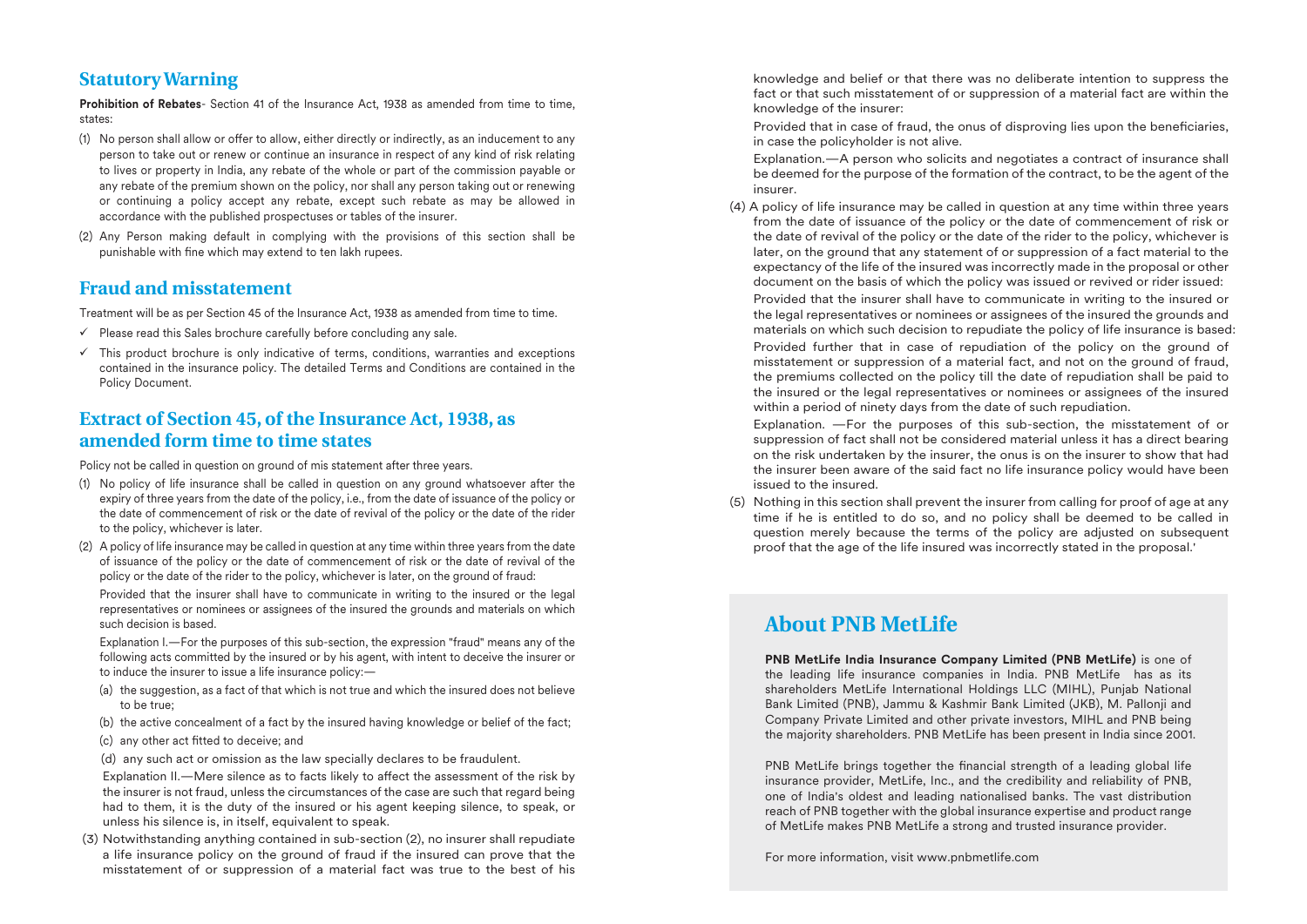## Statutory Warning

**Prohibition of Rebates**- Section 41 of the Insurance Act, 1938 as amended from time to time, states:

(1) No person shall allow or offer to allow, either directly or indirectly, as an inducement to any person to take out or renew or continue an insurance in respect of any kind of risk relating to lives or property in India, any rebate of the whole or part of the commission payable or any rebate of the premium shown on the policy, nor shall any person taking out or renewing or continuing a policy accept any rebate, except such rebate as may be allowed in accordance with the published prospectuses or tables of the insurer.

(2) Any Person making default in complying with the provisions of this section shall be punishable with fine which may extend to ten lakh rupees.

## Fraud and misstatement

Treatment will be as per Section 45 of the Insurance Act, 1938 as amended from time to time.

- ✓ Please read this Sales brochure carefully before concluding any sale.
- ✓ This product brochure is only indicative of terms, conditions, warranties and exceptions contained in the insurance policy. The detailed Terms and Conditions are contained in the Policy Document.

## Extract of Section 45, of the Insurance Act, 1938, as amended form time to time states

Policy not be called in question on ground of mis statement after three years.

(1) No policy of life insurance shall be called in question on any ground whatsoever after the expiry of three years from the date of the policy, i.e., from the date of issuance of the policy or the date of commencement of risk or the date of revival of the policy or the date of the rider to the policy, whichever is later.

(2) A policy of life insurance may be called in question at any time within three years from the date of issuance of the policy or the date of commencement of risk or the date of revival of the policy or the date of the rider to the policy, whichever is later, on the ground of fraud:

Provided that the insurer shall have to communicate in writing to the insured or the legal representatives or nominees or assignees of the insured the grounds and materials on which such decision is based.

Explanation I.—For the purposes of this sub-section, the expression "fraud" means any of the following acts committed by the insured or by his agent, with intent to deceive the insurer or to induce the insurer to issue a life insurance policy:—

(a) the suggestion, as a fact of that which is not true and which the insured does not believe to be true;

(b) the active concealment of a fact by the insured having knowledge or belief of the fact;

(c) any other act fitted to deceive; and

(d) any such act or omission as the law specially declares to be fraudulent.

Explanation II.—Mere silence as to facts likely to affect the assessment of the risk by the insurer is not fraud, unless the circumstances of the case are such that regard being had to them, it is the duty of the insured or his agent keeping silence, to speak, or unless his silence is, in itself, equivalent to speak.

(3) Notwithstanding anything contained in sub-section (2), no insurer shall repudiate a life insurance policy on the ground of fraud if the insured can prove that the misstatement of or suppression of a material fact was true to the best of his knowledge and belief or that there was no deliberate intention to suppress the fact or that such misstatement of or suppression of a material fact are within the knowledge of the insurer:

Provided that in case of fraud, the onus of disproving lies upon the beneficiaries, in case the policyholder is not alive.

Explanation.—A person who solicits and negotiates a contract of insurance shall be deemed for the purpose of the formation of the contract, to be the agent of the insurer.

(4) A policy of life insurance may be called in question at any time within three years from the date of issuance of the policy or the date of commencement of risk or the date of revival of the policy or the date of the rider to the policy, whichever is later, on the ground that any statement of or suppression of a fact material to the expectancy of the life of the insured was incorrectly made in the proposal or other document on the basis of which the policy was issued or revived or rider issued:

Provided that the insurer shall have to communicate in writing to the insured or the legal representatives or nominees or assignees of the insured the grounds and materials on which such decision to repudiate the policy of life insurance is based:

Provided further that in case of repudiation of the policy on the ground of misstatement or suppression of a material fact, and not on the ground of fraud, the premiums collected on the policy till the date of repudiation shall be paid to the insured or the legal representatives or nominees or assignees of the insured within a period of ninety days from the date of such repudiation.

Explanation. —For the purposes of this sub-section, the misstatement of or suppression of fact shall not be considered material unless it has a direct bearing on the risk undertaken by the insurer, the onus is on the insurer to show that had the insurer been aware of the said fact no life insurance policy would have been issued to the insured.

(5) Nothing in this section shall prevent the insurer from calling for proof of age at any time if he is entitled to do so, and no policy shall be deemed to be called in question merely because the terms of the policy are adjusted on subsequent proof that the age of the life insured was incorrectly stated in the proposal.'

## About PNB MetLife

**PNB MetLife India Insurance Company Limited (PNB MetLife)** is one of the leading life insurance companies in India. PNB MetLife has as its shareholders MetLife International Holdings LLC (MIHL), Punjab National Bank Limited (PNB), Jammu & Kashmir Bank Limited (JKB), M. Pallonji and Company Private Limited and other private investors, MIHL and PNB being the majority shareholders. PNB MetLife has been present in India since 2001.

PNB MetLife brings together the financial strength of a leading global life insurance provider, MetLife, Inc., and the credibility and reliability of PNB, one of India's oldest and leading nationalised banks. The vast distribution reach of PNB together with the global insurance expertise and product range of MetLife makes PNB MetLife a strong and trusted insurance provider.

For more information, visit www.pnbmetlife.com